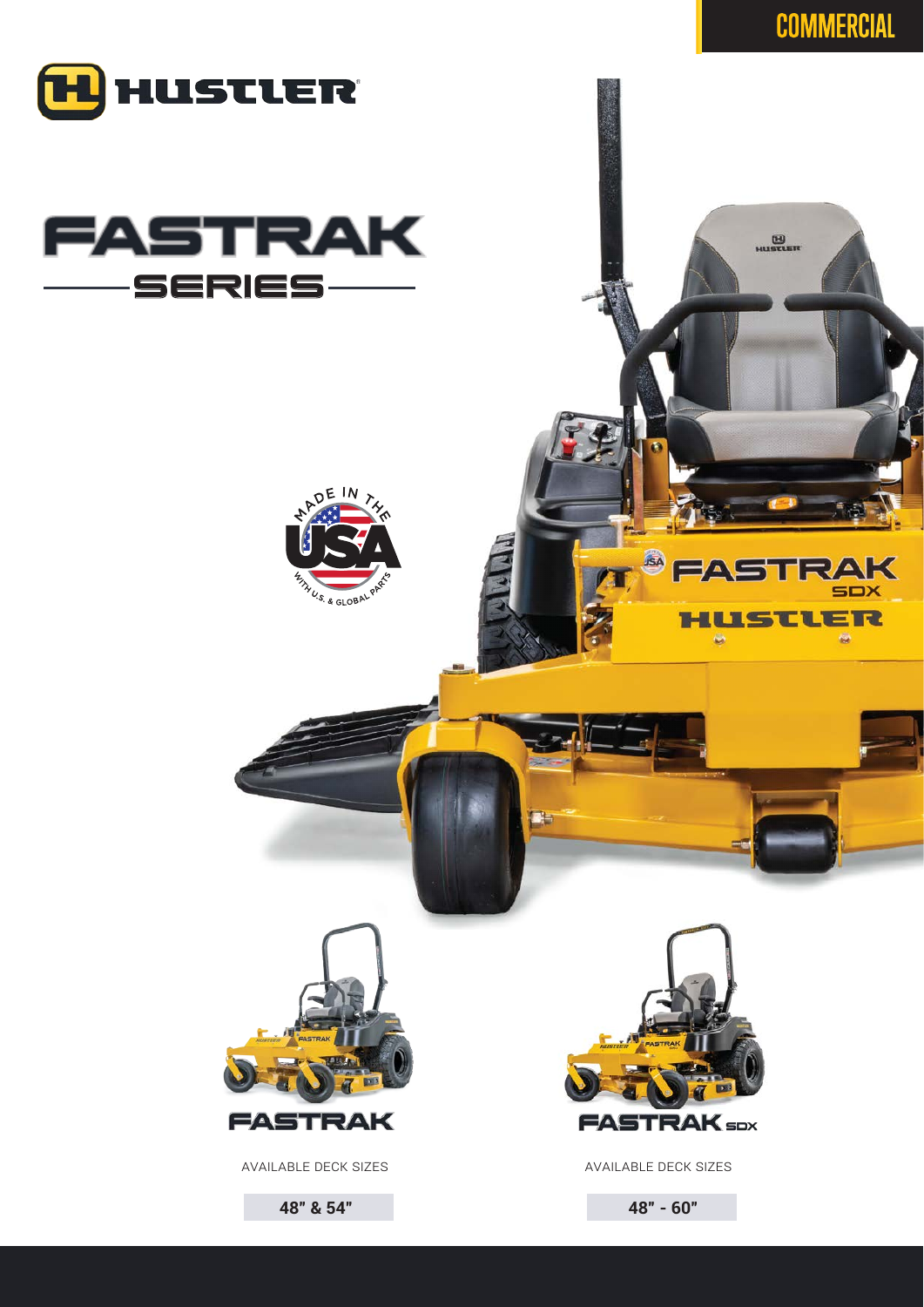COMMERCIAL

# HUSTLER

# FASTRAK SERIES

MADE IN THE USA WITH U.S. & GLOBAL PARTS

## FASTRAK

AVAILABLE DECK SIZES

**48" & 54"**

## FASTRAK SDX

AVAILABLE DECK SIZES

**48" - 60"**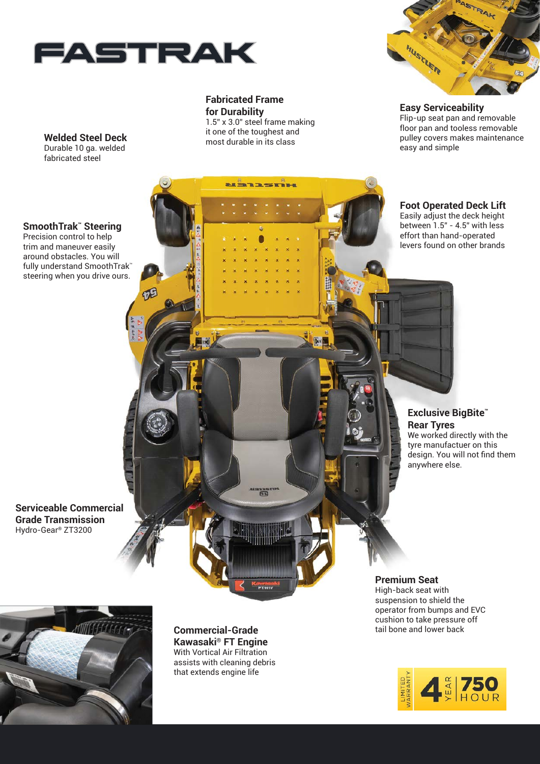# FASTRAK

**Welded Steel Deck**
Durable 10 ga. welded fabricated steel

**Fabricated Frame for Durability**
1.5" x 3.0" steel frame making it one of the toughest and most durable in its class

**Easy Serviceability**
Flip-up seat pan and removable floor pan and tooless removable pulley covers makes maintenance easy and simple

**SmoothTrak™ Steering**
Precision control to help trim and maneuver easily around obstacles. You will fully understand SmoothTrak™ steering when you drive ours.

**Foot Operated Deck Lift**
Easily adjust the deck height between 1.5" - 4.5" with less effort than hand-operated levers found on other brands

**Exclusive BigBite™ Rear Tyres**
We worked directly with the tyre manufacturer on this design. You will not find them anywhere else.

**Serviceable Commercial Grade Transmission**
Hydro-Gear® ZT3200

**Premium Seat**
High-back seat with suspension to shield the operator from bumps and EVC cushion to take pressure off tail bone and lower back

**Commercial-Grade Kawasaki® FT Engine**
With Vortical Air Filtration assists with cleaning debris that extends engine life

LIMITED WARRANTY 4 YEAR | 750 HOUR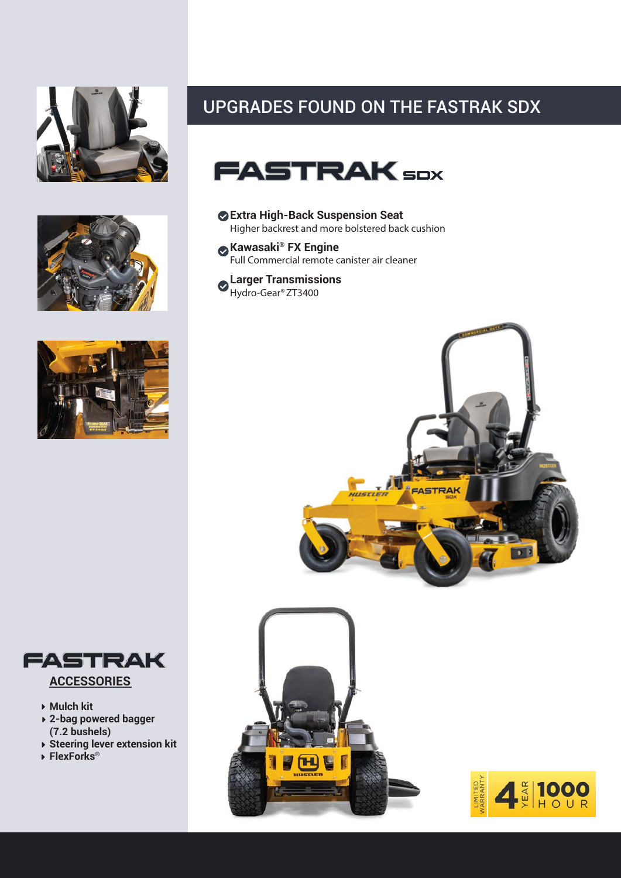## UPGRADES FOUND ON THE FASTRAK SDX

# FASTRAK SDX

- **Extra High-Back Suspension Seat**
  Higher backrest and more bolstered back cushion
- **Kawasaki® FX Engine**
  Full Commercial remote canister air cleaner
- **Larger Transmissions**
  Hydro-Gear® ZT3400

## FASTRAK ACCESSORIES

- **Mulch kit**
- **2-bag powered bagger (7.2 bushels)**
- **Steering lever extension kit**
- **FlexForks®**

LIMITED WARRANTY 4 YEAR 1000 HOUR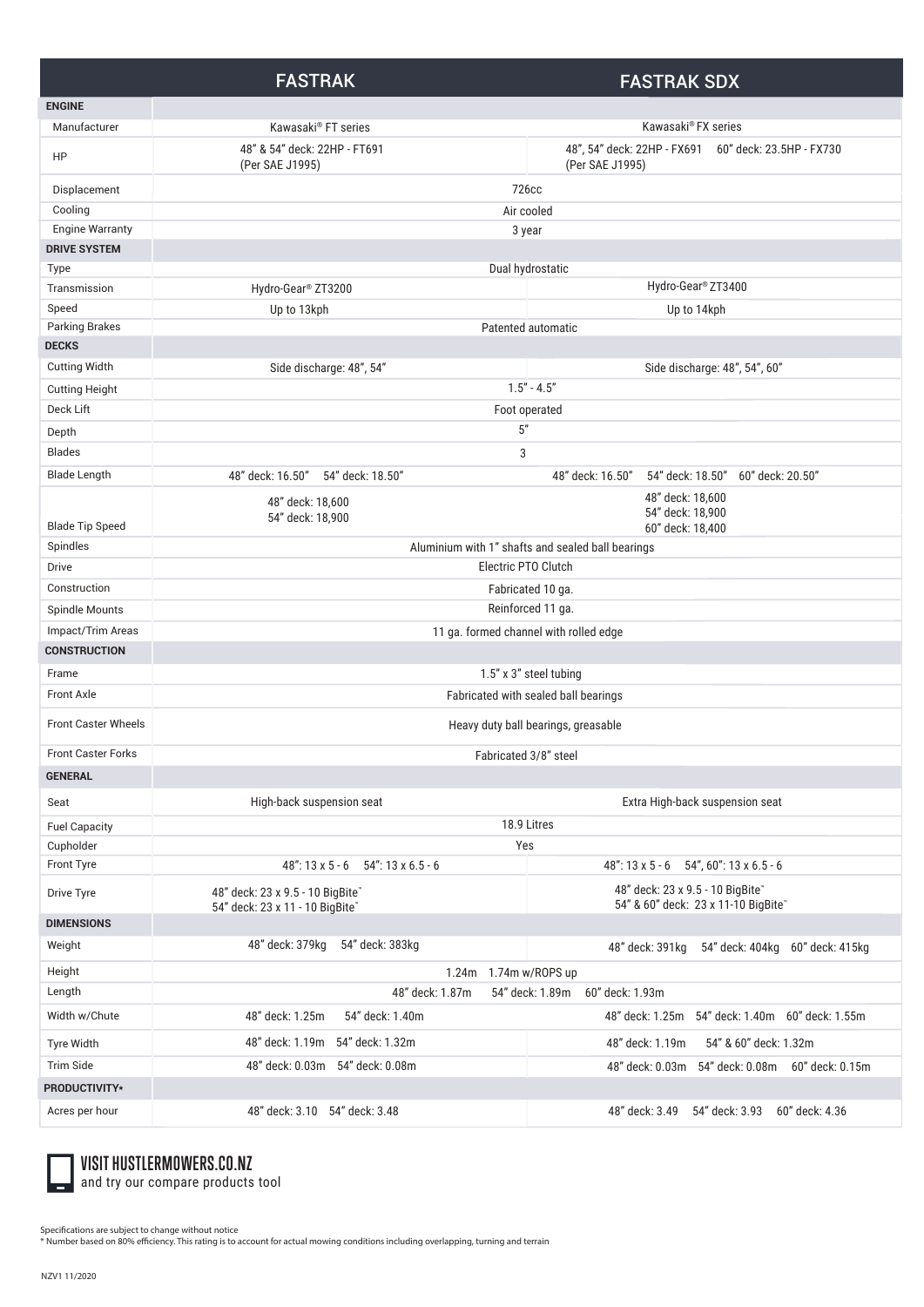| | FASTRAK | FASTRAK SDX |
|---|---|---|
| **ENGINE** | | |
| Manufacturer | Kawasaki® FT series | Kawasaki® FX series |
| HP | 48" & 54" deck: 22HP - FT691 (Per SAE J1995) | 48", 54" deck: 22HP - FX691 60" deck: 23.5HP - FX730 (Per SAE J1995) |
| Displacement | 726cc | |
| Cooling | Air cooled | |
| Engine Warranty | 3 year | |
| **DRIVE SYSTEM** | | |
| Type | Dual hydrostatic | |
| Transmission | Hydro-Gear® ZT3200 | Hydro-Gear® ZT3400 |
| Speed | Up to 13kph | Up to 14kph |
| Parking Brakes | Patented automatic | |
| **DECKS** | | |
| Cutting Width | Side discharge: 48", 54" | Side discharge: 48", 54", 60" |
| Cutting Height | 1.5" - 4.5" | |
| Deck Lift | Foot operated | |
| Depth | 5" | |
| Blades | 3 | |
| Blade Length | 48" deck: 16.50" 54" deck: 18.50" | 48" deck: 16.50" 54" deck: 18.50" 60" deck: 20.50" |
| Blade Tip Speed | 48" deck: 18,600 54" deck: 18,900 | 48" deck: 18,600 54" deck: 18,900 60" deck: 18,400 |
| Spindles | Aluminium with 1" shafts and sealed ball bearings | |
| Drive | Electric PTO Clutch | |
| Construction | Fabricated 10 ga. | |
| Spindle Mounts | Reinforced 11 ga. | |
| Impact/Trim Areas | 11 ga. formed channel with rolled edge | |
| **CONSTRUCTION** | | |
| Frame | 1.5" x 3" steel tubing | |
| Front Axle | Fabricated with sealed ball bearings | |
| Front Caster Wheels | Heavy duty ball bearings, greasable | |
| Front Caster Forks | Fabricated 3/8" steel | |
| **GENERAL** | | |
| Seat | High-back suspension seat | Extra High-back suspension seat |
| Fuel Capacity | 18.9 Litres | |
| Cupholder | Yes | |
| Front Tyre | 48": 13 x 5 - 6 54": 13 x 6.5 - 6 | 48": 13 x 5 - 6 54", 60": 13 x 6.5 - 6 |
| Drive Tyre | 48" deck: 23 x 9.5 - 10 BigBite™ 54" deck: 23 x 11 - 10 BigBite™ | 48" deck: 23 x 9.5 - 10 BigBite™ 54" & 60" deck: 23 x 11-10 BigBite™ |
| **DIMENSIONS** | | |
| Weight | 48" deck: 379kg 54" deck: 383kg | 48" deck: 391kg 54" deck: 404kg 60" deck: 415kg |
| Height | 1.24m 1.74m w/ROPS up | |
| Length | 48" deck: 1.87m 54" deck: 1.89m 60" deck: 1.93m | |
| Width w/Chute | 48" deck: 1.25m 54" deck: 1.40m | 48" deck: 1.25m 54" deck: 1.40m 60" deck: 1.55m |
| Tyre Width | 48" deck: 1.19m 54" deck: 1.32m | 48" deck: 1.19m 54" & 60" deck: 1.32m |
| Trim Side | 48" deck: 0.03m 54" deck: 0.08m | 48" deck: 0.03m 54" deck: 0.08m 60" deck: 0.15m |
| **PRODUCTIVITY*** | | |
| Acres per hour | 48" deck: 3.10 54" deck: 3.48 | 48" deck: 3.49 54" deck: 3.93 60" deck: 4.36 |

**VISIT HUSTLERMOWERS.CO.NZ**
and try our compare products tool

Specifications are subject to change without notice
* Number based on 80% efficiency. This rating is to account for actual mowing conditions including overlapping, turning and terrain

NZV1 11/2020